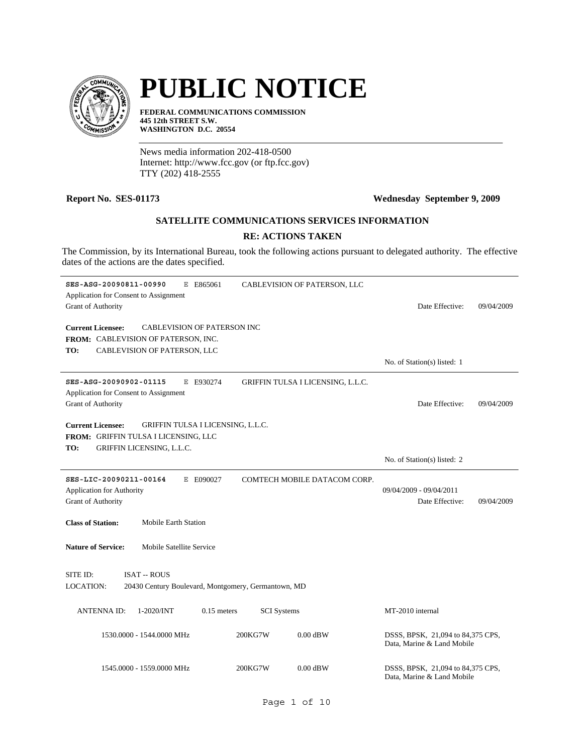# PUBLIC NOTICE

**FEDERAL COMMUNICATIONS COMMISSION**
**445 12th STREET S.W.**
**WASHINGTON D.C. 20554**

News media information 202-418-0500
Internet: http://www.fcc.gov (or ftp.fcc.gov)
TTY (202) 418-2555

**Report No. SES-01173** **Wednesday September 9, 2009**

## SATELLITE COMMUNICATIONS SERVICES INFORMATION

### RE: ACTIONS TAKEN

The Commission, by its International Bureau, took the following actions pursuant to delegated authority. The effective dates of the actions are the dates specified.

---

**SES-ASG-20090811-00990** E E865061 CABLEVISION OF PATERSON, LLC
Application for Consent to Assignment
Grant of Authority Date Effective: 09/04/2009

**Current Licensee:** CABLEVISION OF PATERSON INC
**FROM:** CABLEVISION OF PATERSON, INC.
**TO:** CABLEVISION OF PATERSON, LLC

No. of Station(s) listed: 1

---

**SES-ASG-20090902-01115** E E930274 GRIFFIN TULSA I LICENSING, L.L.C.
Application for Consent to Assignment
Grant of Authority Date Effective: 09/04/2009

**Current Licensee:** GRIFFIN TULSA I LICENSING, L.L.C.
**FROM:** GRIFFIN TULSA I LICENSING, LLC
**TO:** GRIFFIN LICENSING, L.L.C.

No. of Station(s) listed: 2

---

**SES-LIC-20090211-00164** E E090027 COMTECH MOBILE DATACOM CORP.
Application for Authority 09/04/2009 - 09/04/2011
Grant of Authority Date Effective: 09/04/2009

**Class of Station:** Mobile Earth Station

**Nature of Service:** Mobile Satellite Service

SITE ID: ISAT -- ROUS
LOCATION: 20430 Century Boulevard, Montgomery, Germantown, MD

ANTENNA ID: 1-2020/INT 0.15 meters SCI Systems MT-2010 internal

| | | | |
|---|---|---|---|
| 1530.0000 - 1544.0000 MHz | 200KG7W | 0.00 dBW | DSSS, BPSK, 21,094 to 84,375 CPS, Data, Marine & Land Mobile |
| 1545.0000 - 1559.0000 MHz | 200KG7W | 0.00 dBW | DSSS, BPSK, 21,094 to 84,375 CPS, Data, Marine & Land Mobile |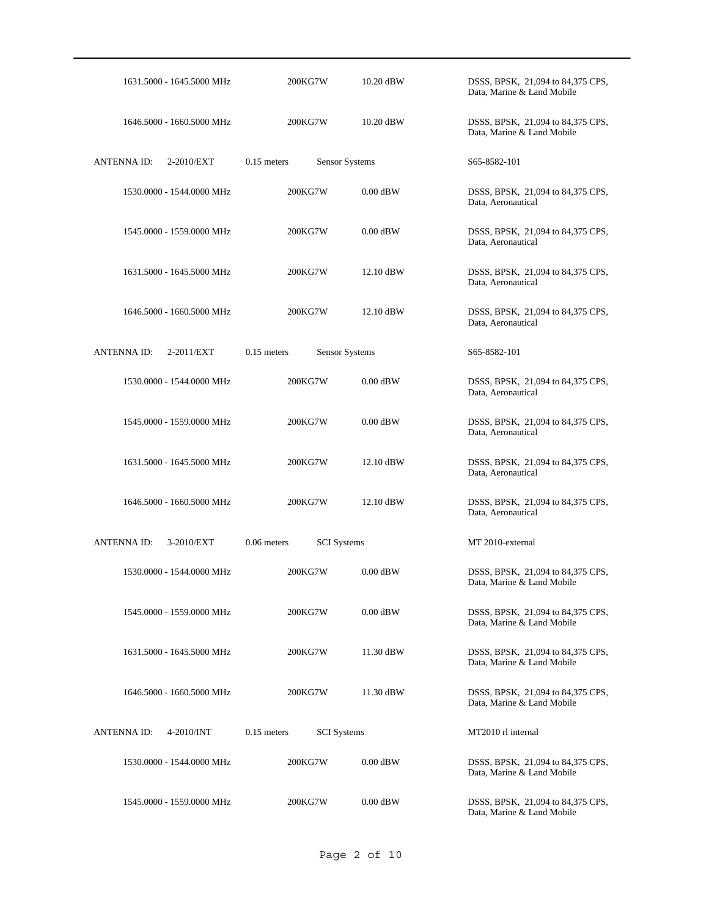| | | | |
|---|---|---|---|
| 1631.5000 - 1645.5000 MHz | 200KG7W | 10.20 dBW | DSSS, BPSK, 21,094 to 84,375 CPS, Data, Marine & Land Mobile |
| 1646.5000 - 1660.5000 MHz | 200KG7W | 10.20 dBW | DSSS, BPSK, 21,094 to 84,375 CPS, Data, Marine & Land Mobile |

ANTENNA ID: 2-2010/EXT 0.15 meters Sensor Systems S65-8582-101

| | | | |
|---|---|---|---|
| 1530.0000 - 1544.0000 MHz | 200KG7W | 0.00 dBW | DSSS, BPSK, 21,094 to 84,375 CPS, Data, Aeronautical |
| 1545.0000 - 1559.0000 MHz | 200KG7W | 0.00 dBW | DSSS, BPSK, 21,094 to 84,375 CPS, Data, Aeronautical |
| 1631.5000 - 1645.5000 MHz | 200KG7W | 12.10 dBW | DSSS, BPSK, 21,094 to 84,375 CPS, Data, Aeronautical |
| 1646.5000 - 1660.5000 MHz | 200KG7W | 12.10 dBW | DSSS, BPSK, 21,094 to 84,375 CPS, Data, Aeronautical |

ANTENNA ID: 2-2011/EXT 0.15 meters Sensor Systems S65-8582-101

| | | | |
|---|---|---|---|
| 1530.0000 - 1544.0000 MHz | 200KG7W | 0.00 dBW | DSSS, BPSK, 21,094 to 84,375 CPS, Data, Aeronautical |
| 1545.0000 - 1559.0000 MHz | 200KG7W | 0.00 dBW | DSSS, BPSK, 21,094 to 84,375 CPS, Data, Aeronautical |
| 1631.5000 - 1645.5000 MHz | 200KG7W | 12.10 dBW | DSSS, BPSK, 21,094 to 84,375 CPS, Data, Aeronautical |
| 1646.5000 - 1660.5000 MHz | 200KG7W | 12.10 dBW | DSSS, BPSK, 21,094 to 84,375 CPS, Data, Aeronautical |

ANTENNA ID: 3-2010/EXT 0.06 meters SCI Systems MT 2010-external

| | | | |
|---|---|---|---|
| 1530.0000 - 1544.0000 MHz | 200KG7W | 0.00 dBW | DSSS, BPSK, 21,094 to 84,375 CPS, Data, Marine & Land Mobile |
| 1545.0000 - 1559.0000 MHz | 200KG7W | 0.00 dBW | DSSS, BPSK, 21,094 to 84,375 CPS, Data, Marine & Land Mobile |
| 1631.5000 - 1645.5000 MHz | 200KG7W | 11.30 dBW | DSSS, BPSK, 21,094 to 84,375 CPS, Data, Marine & Land Mobile |
| 1646.5000 - 1660.5000 MHz | 200KG7W | 11.30 dBW | DSSS, BPSK, 21,094 to 84,375 CPS, Data, Marine & Land Mobile |

ANTENNA ID: 4-2010/INT 0.15 meters SCI Systems MT2010 rl internal

| | | | |
|---|---|---|---|
| 1530.0000 - 1544.0000 MHz | 200KG7W | 0.00 dBW | DSSS, BPSK, 21,094 to 84,375 CPS, Data, Marine & Land Mobile |
| 1545.0000 - 1559.0000 MHz | 200KG7W | 0.00 dBW | DSSS, BPSK, 21,094 to 84,375 CPS, Data, Marine & Land Mobile |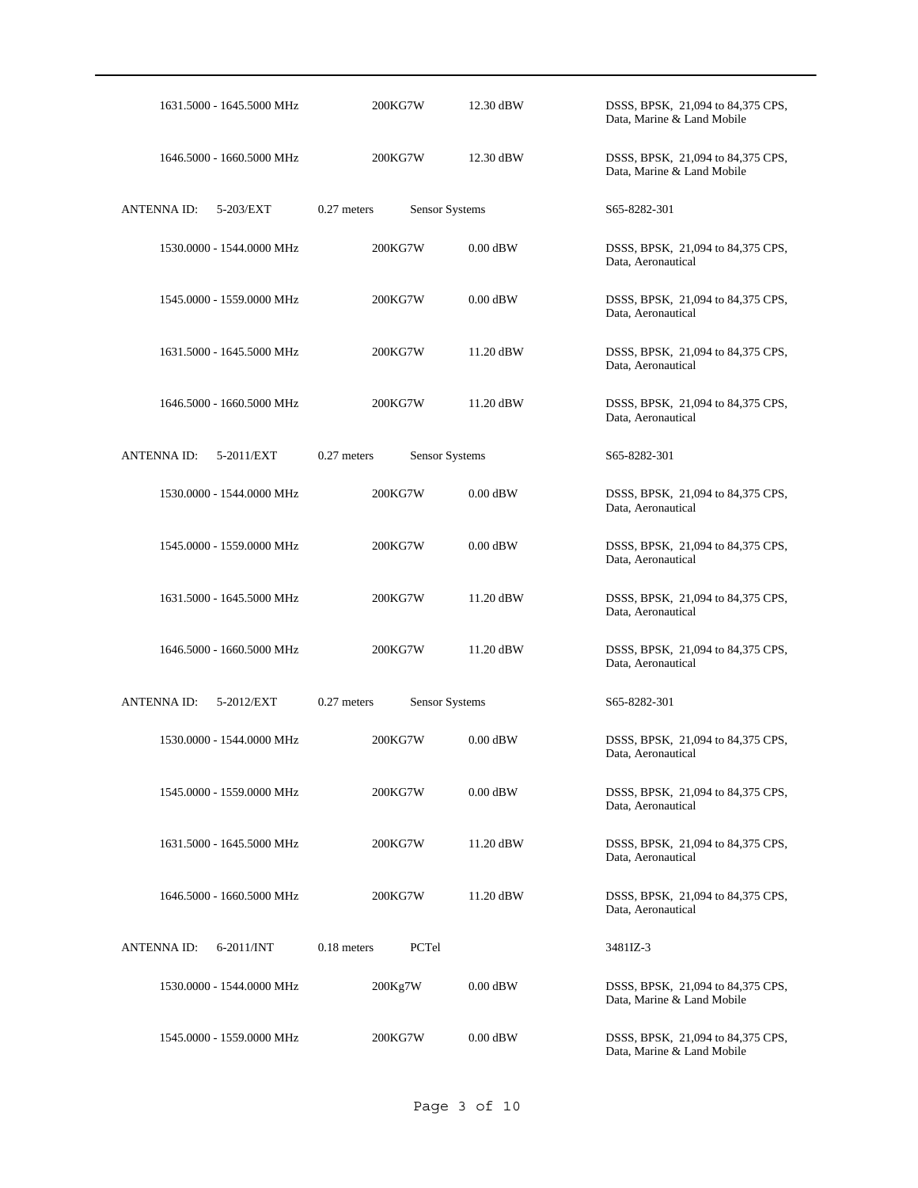| | | | |
|---|---|---|---|
| 1631.5000 - 1645.5000 MHz | 200KG7W | 12.30 dBW | DSSS, BPSK, 21,094 to 84,375 CPS, Data, Marine & Land Mobile |
| 1646.5000 - 1660.5000 MHz | 200KG7W | 12.30 dBW | DSSS, BPSK, 21,094 to 84,375 CPS, Data, Marine & Land Mobile |

ANTENNA ID: 5-203/EXT 0.27 meters Sensor Systems S65-8282-301

| | | | |
|---|---|---|---|
| 1530.0000 - 1544.0000 MHz | 200KG7W | 0.00 dBW | DSSS, BPSK, 21,094 to 84,375 CPS, Data, Aeronautical |
| 1545.0000 - 1559.0000 MHz | 200KG7W | 0.00 dBW | DSSS, BPSK, 21,094 to 84,375 CPS, Data, Aeronautical |
| 1631.5000 - 1645.5000 MHz | 200KG7W | 11.20 dBW | DSSS, BPSK, 21,094 to 84,375 CPS, Data, Aeronautical |
| 1646.5000 - 1660.5000 MHz | 200KG7W | 11.20 dBW | DSSS, BPSK, 21,094 to 84,375 CPS, Data, Aeronautical |

ANTENNA ID: 5-2011/EXT 0.27 meters Sensor Systems S65-8282-301

| | | | |
|---|---|---|---|
| 1530.0000 - 1544.0000 MHz | 200KG7W | 0.00 dBW | DSSS, BPSK, 21,094 to 84,375 CPS, Data, Aeronautical |
| 1545.0000 - 1559.0000 MHz | 200KG7W | 0.00 dBW | DSSS, BPSK, 21,094 to 84,375 CPS, Data, Aeronautical |
| 1631.5000 - 1645.5000 MHz | 200KG7W | 11.20 dBW | DSSS, BPSK, 21,094 to 84,375 CPS, Data, Aeronautical |
| 1646.5000 - 1660.5000 MHz | 200KG7W | 11.20 dBW | DSSS, BPSK, 21,094 to 84,375 CPS, Data, Aeronautical |

ANTENNA ID: 5-2012/EXT 0.27 meters Sensor Systems S65-8282-301

| | | | |
|---|---|---|---|
| 1530.0000 - 1544.0000 MHz | 200KG7W | 0.00 dBW | DSSS, BPSK, 21,094 to 84,375 CPS, Data, Aeronautical |
| 1545.0000 - 1559.0000 MHz | 200KG7W | 0.00 dBW | DSSS, BPSK, 21,094 to 84,375 CPS, Data, Aeronautical |
| 1631.5000 - 1645.5000 MHz | 200KG7W | 11.20 dBW | DSSS, BPSK, 21,094 to 84,375 CPS, Data, Aeronautical |
| 1646.5000 - 1660.5000 MHz | 200KG7W | 11.20 dBW | DSSS, BPSK, 21,094 to 84,375 CPS, Data, Aeronautical |

ANTENNA ID: 6-2011/INT 0.18 meters PCTel 3481IZ-3

| | | | |
|---|---|---|---|
| 1530.0000 - 1544.0000 MHz | 200Kg7W | 0.00 dBW | DSSS, BPSK, 21,094 to 84,375 CPS, Data, Marine & Land Mobile |
| 1545.0000 - 1559.0000 MHz | 200KG7W | 0.00 dBW | DSSS, BPSK, 21,094 to 84,375 CPS, Data, Marine & Land Mobile |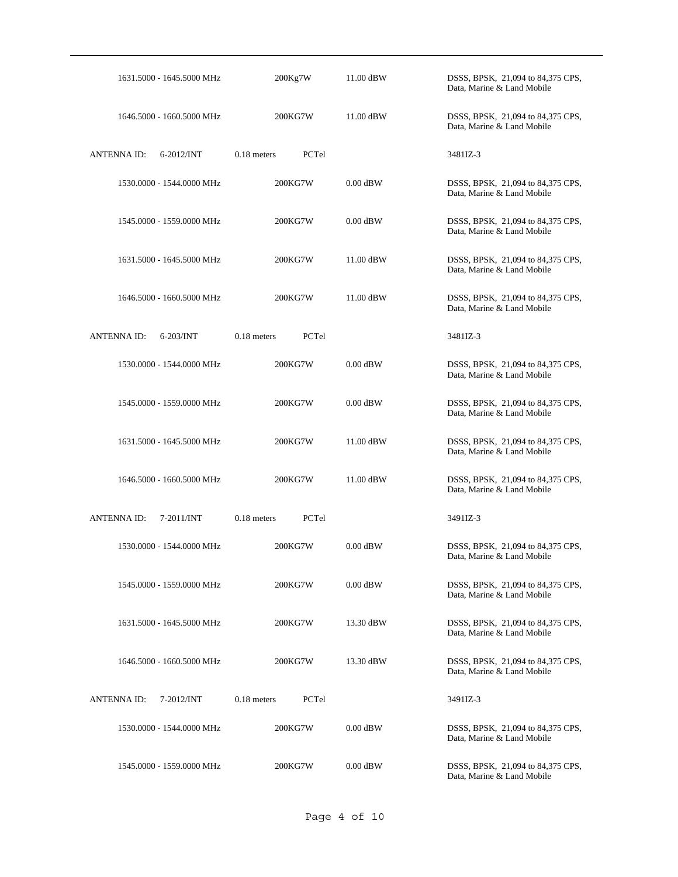| | | | |
|---|---|---|---|
| 1631.5000 - 1645.5000 MHz | 200Kg7W | 11.00 dBW | DSSS, BPSK, 21,094 to 84,375 CPS, Data, Marine & Land Mobile |
| 1646.5000 - 1660.5000 MHz | 200KG7W | 11.00 dBW | DSSS, BPSK, 21,094 to 84,375 CPS, Data, Marine & Land Mobile |

ANTENNA ID: 6-2012/INT 0.18 meters PCTel 3481IZ-3

| | | | |
|---|---|---|---|
| 1530.0000 - 1544.0000 MHz | 200KG7W | 0.00 dBW | DSSS, BPSK, 21,094 to 84,375 CPS, Data, Marine & Land Mobile |
| 1545.0000 - 1559.0000 MHz | 200KG7W | 0.00 dBW | DSSS, BPSK, 21,094 to 84,375 CPS, Data, Marine & Land Mobile |
| 1631.5000 - 1645.5000 MHz | 200KG7W | 11.00 dBW | DSSS, BPSK, 21,094 to 84,375 CPS, Data, Marine & Land Mobile |
| 1646.5000 - 1660.5000 MHz | 200KG7W | 11.00 dBW | DSSS, BPSK, 21,094 to 84,375 CPS, Data, Marine & Land Mobile |

ANTENNA ID: 6-203/INT 0.18 meters PCTel 3481IZ-3

| | | | |
|---|---|---|---|
| 1530.0000 - 1544.0000 MHz | 200KG7W | 0.00 dBW | DSSS, BPSK, 21,094 to 84,375 CPS, Data, Marine & Land Mobile |
| 1545.0000 - 1559.0000 MHz | 200KG7W | 0.00 dBW | DSSS, BPSK, 21,094 to 84,375 CPS, Data, Marine & Land Mobile |
| 1631.5000 - 1645.5000 MHz | 200KG7W | 11.00 dBW | DSSS, BPSK, 21,094 to 84,375 CPS, Data, Marine & Land Mobile |
| 1646.5000 - 1660.5000 MHz | 200KG7W | 11.00 dBW | DSSS, BPSK, 21,094 to 84,375 CPS, Data, Marine & Land Mobile |

ANTENNA ID: 7-2011/INT 0.18 meters PCTel 3491IZ-3

| | | | |
|---|---|---|---|
| 1530.0000 - 1544.0000 MHz | 200KG7W | 0.00 dBW | DSSS, BPSK, 21,094 to 84,375 CPS, Data, Marine & Land Mobile |
| 1545.0000 - 1559.0000 MHz | 200KG7W | 0.00 dBW | DSSS, BPSK, 21,094 to 84,375 CPS, Data, Marine & Land Mobile |
| 1631.5000 - 1645.5000 MHz | 200KG7W | 13.30 dBW | DSSS, BPSK, 21,094 to 84,375 CPS, Data, Marine & Land Mobile |
| 1646.5000 - 1660.5000 MHz | 200KG7W | 13.30 dBW | DSSS, BPSK, 21,094 to 84,375 CPS, Data, Marine & Land Mobile |

ANTENNA ID: 7-2012/INT 0.18 meters PCTel 3491IZ-3

| | | | |
|---|---|---|---|
| 1530.0000 - 1544.0000 MHz | 200KG7W | 0.00 dBW | DSSS, BPSK, 21,094 to 84,375 CPS, Data, Marine & Land Mobile |
| 1545.0000 - 1559.0000 MHz | 200KG7W | 0.00 dBW | DSSS, BPSK, 21,094 to 84,375 CPS, Data, Marine & Land Mobile |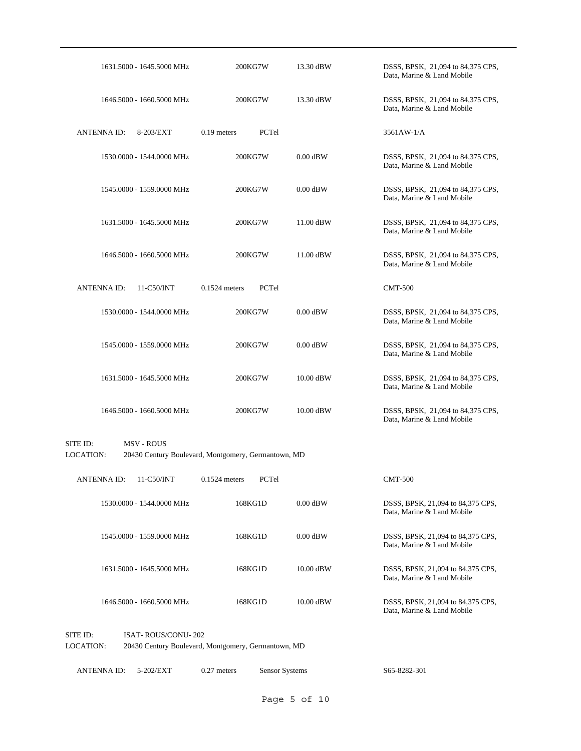| | | | |
|---|---|---|---|
| 1631.5000 - 1645.5000 MHz | 200KG7W | 13.30 dBW | DSSS, BPSK, 21,094 to 84,375 CPS, Data, Marine & Land Mobile |
| 1646.5000 - 1660.5000 MHz | 200KG7W | 13.30 dBW | DSSS, BPSK, 21,094 to 84,375 CPS, Data, Marine & Land Mobile |

ANTENNA ID: 8-203/EXT  0.19 meters  PCTel  3561AW-1/A

| | | | |
|---|---|---|---|
| 1530.0000 - 1544.0000 MHz | 200KG7W | 0.00 dBW | DSSS, BPSK, 21,094 to 84,375 CPS, Data, Marine & Land Mobile |
| 1545.0000 - 1559.0000 MHz | 200KG7W | 0.00 dBW | DSSS, BPSK, 21,094 to 84,375 CPS, Data, Marine & Land Mobile |
| 1631.5000 - 1645.5000 MHz | 200KG7W | 11.00 dBW | DSSS, BPSK, 21,094 to 84,375 CPS, Data, Marine & Land Mobile |
| 1646.5000 - 1660.5000 MHz | 200KG7W | 11.00 dBW | DSSS, BPSK, 21,094 to 84,375 CPS, Data, Marine & Land Mobile |

ANTENNA ID: 11-C50/INT  0.1524 meters  PCTel  CMT-500

| | | | |
|---|---|---|---|
| 1530.0000 - 1544.0000 MHz | 200KG7W | 0.00 dBW | DSSS, BPSK, 21,094 to 84,375 CPS, Data, Marine & Land Mobile |
| 1545.0000 - 1559.0000 MHz | 200KG7W | 0.00 dBW | DSSS, BPSK, 21,094 to 84,375 CPS, Data, Marine & Land Mobile |
| 1631.5000 - 1645.5000 MHz | 200KG7W | 10.00 dBW | DSSS, BPSK, 21,094 to 84,375 CPS, Data, Marine & Land Mobile |
| 1646.5000 - 1660.5000 MHz | 200KG7W | 10.00 dBW | DSSS, BPSK, 21,094 to 84,375 CPS, Data, Marine & Land Mobile |

SITE ID: MSV - ROUS
LOCATION: 20430 Century Boulevard, Montgomery, Germantown, MD

ANTENNA ID: 11-C50/INT  0.1524 meters  PCTel  CMT-500

| | | | |
|---|---|---|---|
| 1530.0000 - 1544.0000 MHz | 168KG1D | 0.00 dBW | DSSS, BPSK, 21,094 to 84,375 CPS, Data, Marine & Land Mobile |
| 1545.0000 - 1559.0000 MHz | 168KG1D | 0.00 dBW | DSSS, BPSK, 21,094 to 84,375 CPS, Data, Marine & Land Mobile |
| 1631.5000 - 1645.5000 MHz | 168KG1D | 10.00 dBW | DSSS, BPSK, 21,094 to 84,375 CPS, Data, Marine & Land Mobile |
| 1646.5000 - 1660.5000 MHz | 168KG1D | 10.00 dBW | DSSS, BPSK, 21,094 to 84,375 CPS, Data, Marine & Land Mobile |

SITE ID: ISAT- ROUS/CONU- 202
LOCATION: 20430 Century Boulevard, Montgomery, Germantown, MD

ANTENNA ID: 5-202/EXT  0.27 meters  Sensor Systems  S65-8282-301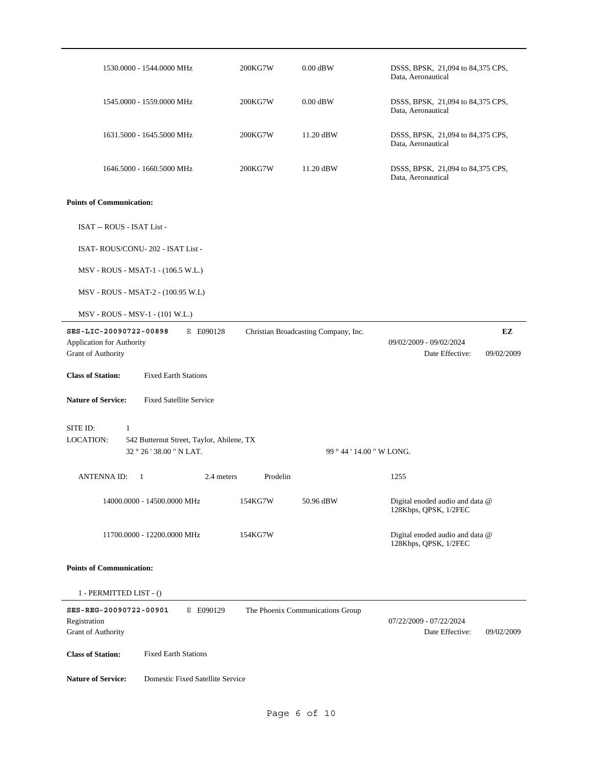| | | | |
|---|---|---|---|
| 1530.0000 - 1544.0000 MHz | 200KG7W | 0.00 dBW | DSSS, BPSK, 21,094 to 84,375 CPS, Data, Aeronautical |
| 1545.0000 - 1559.0000 MHz | 200KG7W | 0.00 dBW | DSSS, BPSK, 21,094 to 84,375 CPS, Data, Aeronautical |
| 1631.5000 - 1645.5000 MHz | 200KG7W | 11.20 dBW | DSSS, BPSK, 21,094 to 84,375 CPS, Data, Aeronautical |
| 1646.5000 - 1660.5000 MHz | 200KG7W | 11.20 dBW | DSSS, BPSK, 21,094 to 84,375 CPS, Data, Aeronautical |

**Points of Communication:**

ISAT -- ROUS - ISAT List -

ISAT- ROUS/CONU- 202 - ISAT List -

MSV - ROUS - MSAT-1 - (106.5 W.L.)

MSV - ROUS - MSAT-2 - (100.95 W.L)

MSV - ROUS - MSV-1 - (101 W.L.)

---

**SES-LIC-20090722-00898** E E090128 Christian Broadcasting Company, Inc. **EZ**

Application for Authority 09/02/2009 - 09/02/2024

Grant of Authority Date Effective: 09/02/2009

**Class of Station:** Fixed Earth Stations

**Nature of Service:** Fixed Satellite Service

SITE ID: 1

LOCATION: 542 Butternut Street, Taylor, Abilene, TX

32 ° 26 ' 38.00 " N LAT. 99 ° 44 ' 14.00 " W LONG.

ANTENNA ID: 1 2.4 meters Prodelin 1255

| | | | |
|---|---|---|---|
| 14000.0000 - 14500.0000 MHz | 154KG7W | 50.96 dBW | Digital enoded audio and data @ 128Kbps, QPSK, 1/2FEC |
| 11700.0000 - 12200.0000 MHz | 154KG7W | | Digital enoded audio and data @ 128Kbps, QPSK, 1/2FEC |

**Points of Communication:**

1 - PERMITTED LIST - ()

---

**SES-REG-20090722-00901** E E090129 The Phoenix Communications Group

Registration 07/22/2009 - 07/22/2024

Grant of Authority Date Effective: 09/02/2009

**Class of Station:** Fixed Earth Stations

**Nature of Service:** Domestic Fixed Satellite Service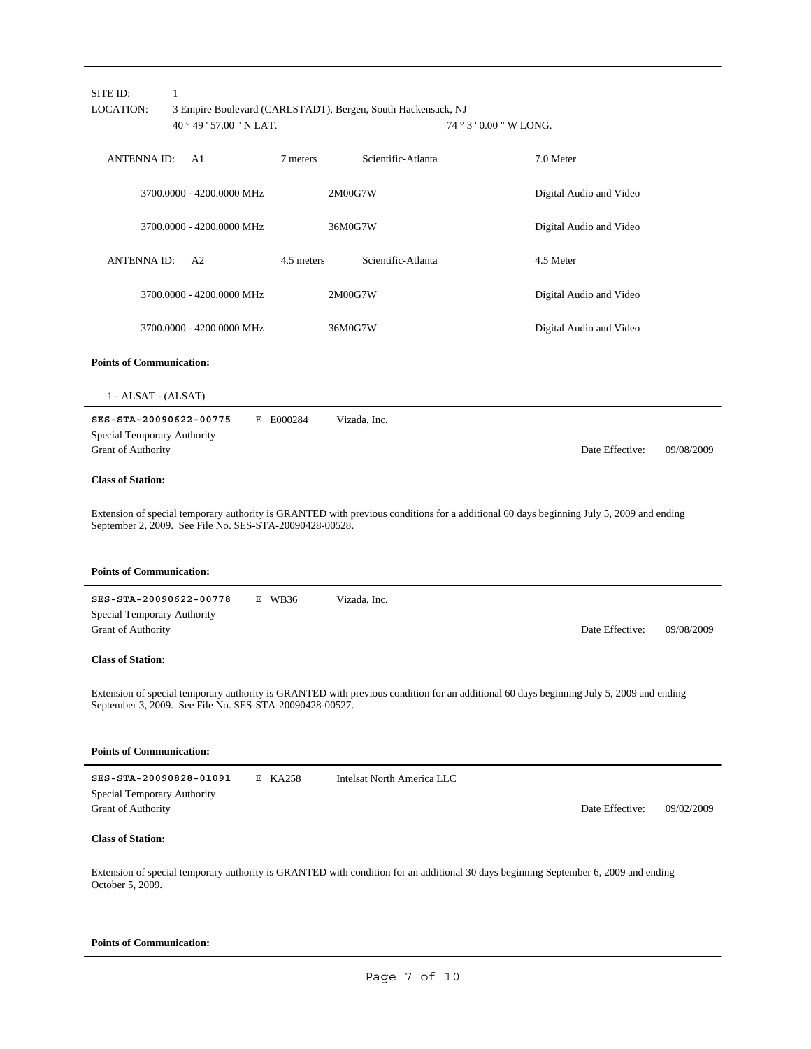SITE ID: 1

LOCATION: 3 Empire Boulevard (CARLSTADT), Bergen, South Hackensack, NJ

40 ° 49 ' 57.00 " N LAT. 74 ° 3 ' 0.00 " W LONG.

| ANTENNA ID: A1 | 7 meters | Scientific-Atlanta | 7.0 Meter |
|---|---|---|---|
| 3700.0000 - 4200.0000 MHz | | 2M00G7W | Digital Audio and Video |
| 3700.0000 - 4200.0000 MHz | | 36M0G7W | Digital Audio and Video |
| **ANTENNA ID: A2** | **4.5 meters** | **Scientific-Atlanta** | **4.5 Meter** |
| 3700.0000 - 4200.0000 MHz | | 2M00G7W | Digital Audio and Video |
| 3700.0000 - 4200.0000 MHz | | 36M0G7W | Digital Audio and Video |

**Points of Communication:**

1 - ALSAT - (ALSAT)

---

**SES-STA-20090622-00775** E E000284 Vizada, Inc.

Special Temporary Authority

Grant of Authority Date Effective: 09/08/2009

**Class of Station:**

Extension of special temporary authority is GRANTED with previous conditions for a additional 60 days beginning July 5, 2009 and ending September 2, 2009. See File No. SES-STA-20090428-00528.

**Points of Communication:**

---

**SES-STA-20090622-00778** E WB36 Vizada, Inc.

Special Temporary Authority

Grant of Authority Date Effective: 09/08/2009

**Class of Station:**

Extension of special temporary authority is GRANTED with previous condition for an additional 60 days beginning July 5, 2009 and ending September 3, 2009. See File No. SES-STA-20090428-00527.

**Points of Communication:**

---

**SES-STA-20090828-01091** E KA258 Intelsat North America LLC

Special Temporary Authority

Grant of Authority Date Effective: 09/02/2009

**Class of Station:**

Extension of special temporary authority is GRANTED with condition for an additional 30 days beginning September 6, 2009 and ending October 5, 2009.

**Points of Communication:**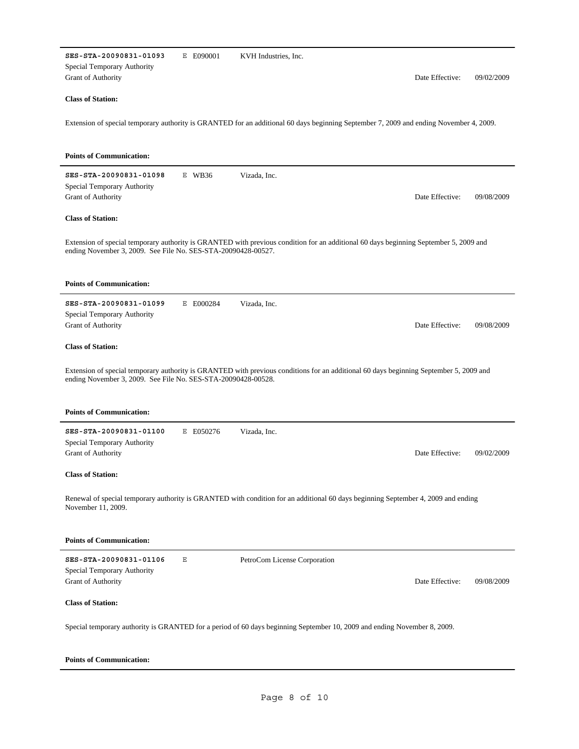---

**SES-STA-20090831-01093** E E090001 KVH Industries, Inc.

Special Temporary Authority

Grant of Authority Date Effective: 09/02/2009

**Class of Station:**

Extension of special temporary authority is GRANTED for an additional 60 days beginning September 7, 2009 and ending November 4, 2009.

**Points of Communication:**

---

**SES-STA-20090831-01098** E WB36 Vizada, Inc.

Special Temporary Authority

Grant of Authority Date Effective: 09/08/2009

**Class of Station:**

Extension of special temporary authority is GRANTED with previous condition for an additional 60 days beginning September 5, 2009 and ending November 3, 2009. See File No. SES-STA-20090428-00527.

**Points of Communication:**

---

**SES-STA-20090831-01099** E E000284 Vizada, Inc.

Special Temporary Authority

Grant of Authority Date Effective: 09/08/2009

**Class of Station:**

Extension of special temporary authority is GRANTED with previous conditions for an additional 60 days beginning September 5, 2009 and ending November 3, 2009. See File No. SES-STA-20090428-00528.

**Points of Communication:**

---

**SES-STA-20090831-01100** E E050276 Vizada, Inc.

Special Temporary Authority

Grant of Authority Date Effective: 09/02/2009

**Class of Station:**

Renewal of special temporary authority is GRANTED with condition for an additional 60 days beginning September 4, 2009 and ending November 11, 2009.

**Points of Communication:**

---

**SES-STA-20090831-01106** E PetroCom License Corporation

Special Temporary Authority

Grant of Authority Date Effective: 09/08/2009

**Class of Station:**

Special temporary authority is GRANTED for a period of 60 days beginning September 10, 2009 and ending November 8, 2009.

**Points of Communication:**

---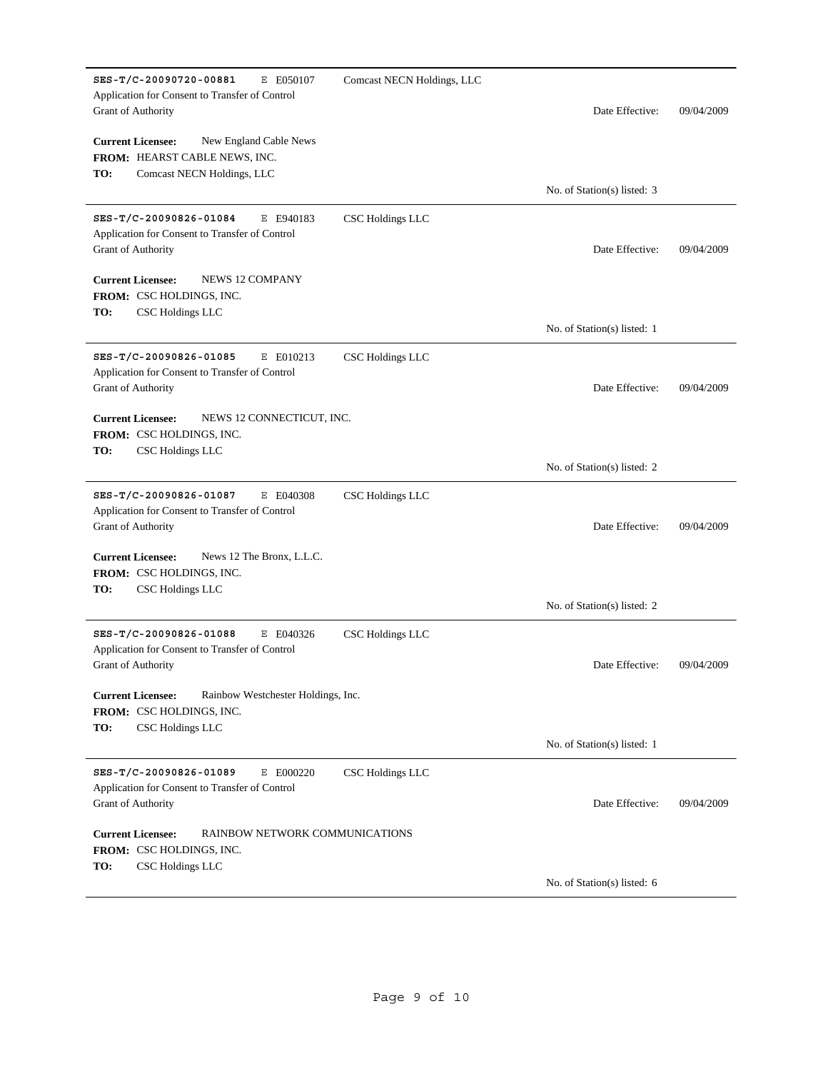**SES-T/C-20090720-00881** E E050107 Comcast NECN Holdings, LLC
Application for Consent to Transfer of Control
Grant of Authority Date Effective: 09/04/2009

**Current Licensee:** New England Cable News
**FROM:** HEARST CABLE NEWS, INC.
**TO:** Comcast NECN Holdings, LLC

No. of Station(s) listed: 3

---

**SES-T/C-20090826-01084** E E940183 CSC Holdings LLC
Application for Consent to Transfer of Control
Grant of Authority Date Effective: 09/04/2009

**Current Licensee:** NEWS 12 COMPANY
**FROM:** CSC HOLDINGS, INC.
**TO:** CSC Holdings LLC

No. of Station(s) listed: 1

---

**SES-T/C-20090826-01085** E E010213 CSC Holdings LLC
Application for Consent to Transfer of Control
Grant of Authority Date Effective: 09/04/2009

**Current Licensee:** NEWS 12 CONNECTICUT, INC.
**FROM:** CSC HOLDINGS, INC.
**TO:** CSC Holdings LLC

No. of Station(s) listed: 2

---

**SES-T/C-20090826-01087** E E040308 CSC Holdings LLC
Application for Consent to Transfer of Control
Grant of Authority Date Effective: 09/04/2009

**Current Licensee:** News 12 The Bronx, L.L.C.
**FROM:** CSC HOLDINGS, INC.
**TO:** CSC Holdings LLC

No. of Station(s) listed: 2

---

**SES-T/C-20090826-01088** E E040326 CSC Holdings LLC
Application for Consent to Transfer of Control
Grant of Authority Date Effective: 09/04/2009

**Current Licensee:** Rainbow Westchester Holdings, Inc.
**FROM:** CSC HOLDINGS, INC.
**TO:** CSC Holdings LLC

No. of Station(s) listed: 1

---

**SES-T/C-20090826-01089** E E000220 CSC Holdings LLC
Application for Consent to Transfer of Control
Grant of Authority Date Effective: 09/04/2009

**Current Licensee:** RAINBOW NETWORK COMMUNICATIONS
**FROM:** CSC HOLDINGS, INC.
**TO:** CSC Holdings LLC

No. of Station(s) listed: 6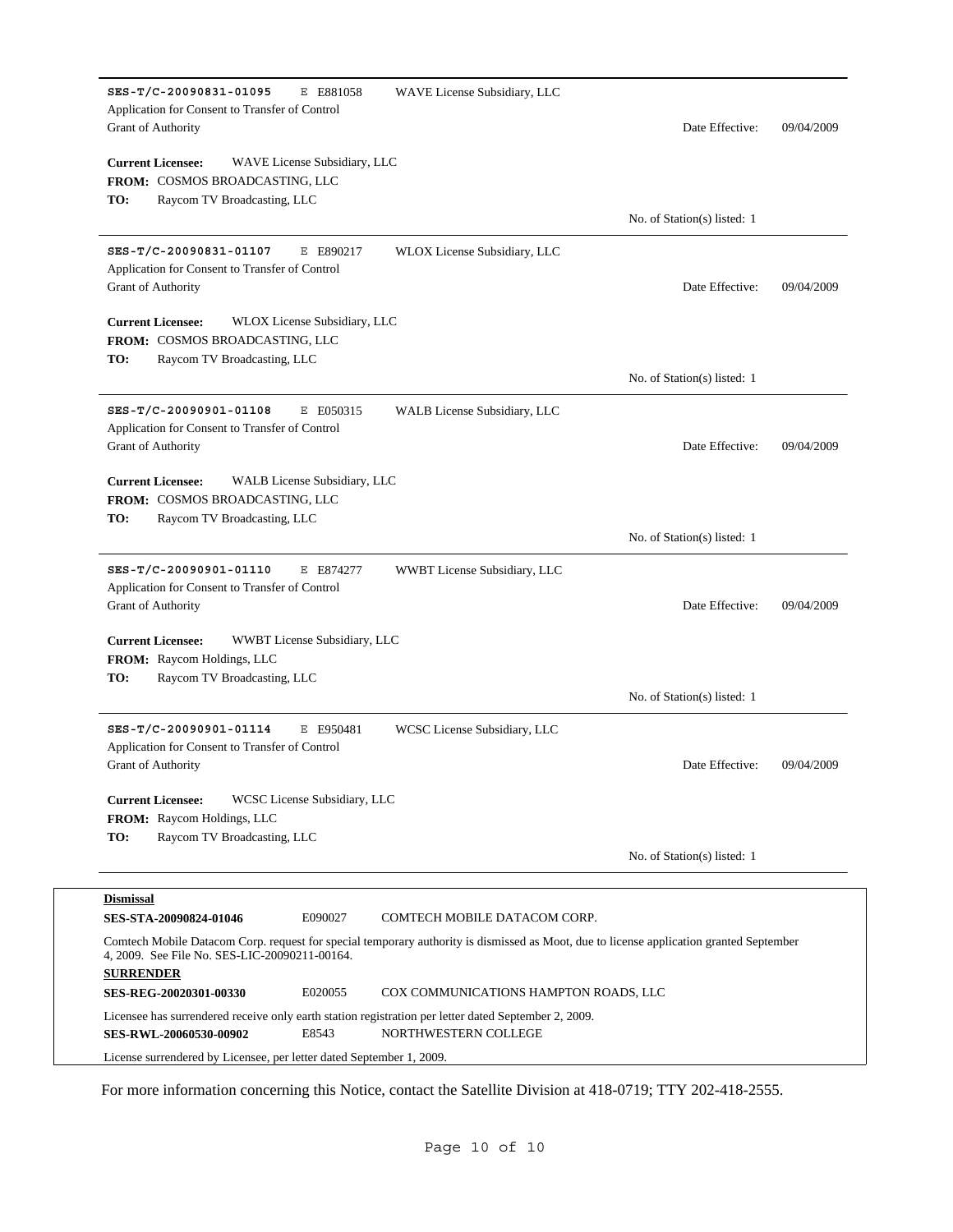**SES-T/C-20090831-01095** E E881058 WAVE License Subsidiary, LLC
Application for Consent to Transfer of Control
Grant of Authority Date Effective: 09/04/2009

**Current Licensee:** WAVE License Subsidiary, LLC
**FROM:** COSMOS BROADCASTING, LLC
**TO:** Raycom TV Broadcasting, LLC

No. of Station(s) listed: 1

---

**SES-T/C-20090831-01107** E E890217 WLOX License Subsidiary, LLC
Application for Consent to Transfer of Control
Grant of Authority Date Effective: 09/04/2009

**Current Licensee:** WLOX License Subsidiary, LLC
**FROM:** COSMOS BROADCASTING, LLC
**TO:** Raycom TV Broadcasting, LLC

No. of Station(s) listed: 1

---

**SES-T/C-20090901-01108** E E050315 WALB License Subsidiary, LLC
Application for Consent to Transfer of Control
Grant of Authority Date Effective: 09/04/2009

**Current Licensee:** WALB License Subsidiary, LLC
**FROM:** COSMOS BROADCASTING, LLC
**TO:** Raycom TV Broadcasting, LLC

No. of Station(s) listed: 1

---

**SES-T/C-20090901-01110** E E874277 WWBT License Subsidiary, LLC
Application for Consent to Transfer of Control
Grant of Authority Date Effective: 09/04/2009

**Current Licensee:** WWBT License Subsidiary, LLC
**FROM:** Raycom Holdings, LLC
**TO:** Raycom TV Broadcasting, LLC

No. of Station(s) listed: 1

---

**SES-T/C-20090901-01114** E E950481 WCSC License Subsidiary, LLC
Application for Consent to Transfer of Control
Grant of Authority Date Effective: 09/04/2009

**Current Licensee:** WCSC License Subsidiary, LLC
**FROM:** Raycom Holdings, LLC
**TO:** Raycom TV Broadcasting, LLC

No. of Station(s) listed: 1

---

**Dismissal**

**SES-STA-20090824-01046** E090027 COMTECH MOBILE DATACOM CORP.

Comtech Mobile Datacom Corp. request for special temporary authority is dismissed as Moot, due to license application granted September 4, 2009. See File No. SES-LIC-20090211-00164.

**SURRENDER**

**SES-REG-20020301-00330** E020055 COX COMMUNICATIONS HAMPTON ROADS, LLC

Licensee has surrendered receive only earth station registration per letter dated September 2, 2009.

**SES-RWL-20060530-00902** E8543 NORTHWESTERN COLLEGE

License surrendered by Licensee, per letter dated September 1, 2009.

For more information concerning this Notice, contact the Satellite Division at 418-0719; TTY 202-418-2555.